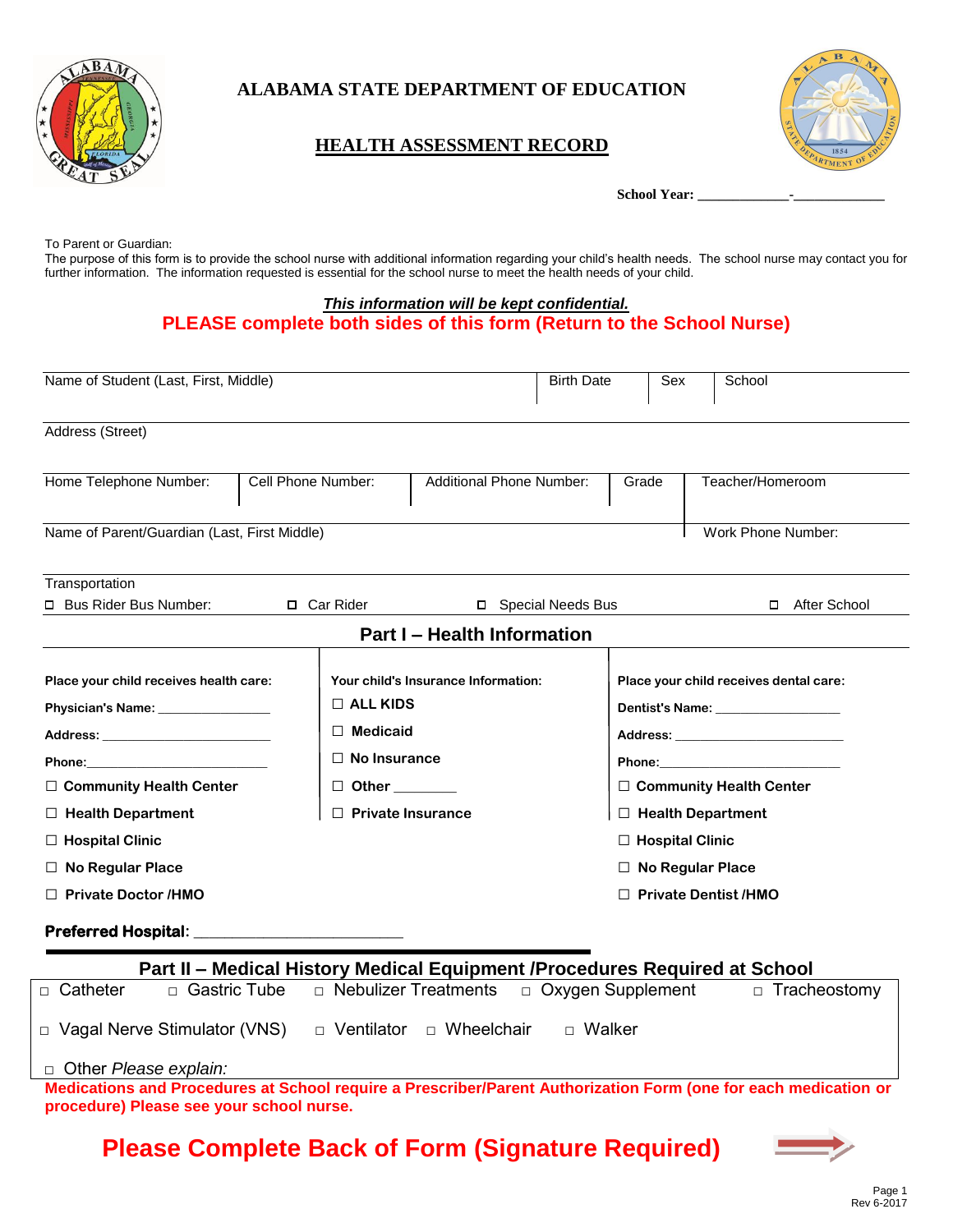# ALABAMA STATE DEPARTMENT OF EDUCATION

## HEALTH ASSESSMENT RECORD

**School Year: _____________-_____________**

To Parent or Guardian:
The purpose of this form is to provide the school nurse with additional information regarding your child's health needs. The school nurse may contact you for further information. The information requested is essential for the school nurse to meet the health needs of your child.

***This information will be kept confidential.***

**PLEASE complete both sides of this form (Return to the School Nurse)**

| Name of Student (Last, First, Middle) | | Birth Date | Sex | School |
|---|---|---|---|---|
| Address (Street) | | | | |

| Home Telephone Number: | Cell Phone Number: | Additional Phone Number: | Grade | Teacher/Homeroom |
|---|---|---|---|---|
| Name of Parent/Guardian (Last, First Middle) | | | | Work Phone Number: |

Transportation

☐ Bus Rider Bus Number: ☐ Car Rider ☐ Special Needs Bus ☐ After School

## Part I – Health Information

| Place your child receives health care: | Your child's Insurance Information: | Place your child receives dental care: |
|---|---|---|
| Physician's Name: _______________ | ☐ ALL KIDS | Dentist's Name: _______________ |
| Address: _______________________ | ☐ Medicaid | Address: _______________________ |
| Phone: _________________________ | ☐ No Insurance | Phone: _________________________ |
| ☐ Community Health Center | ☐ Other ________ | ☐ Community Health Center |
| ☐ Health Department | ☐ Private Insurance | ☐ Health Department |
| ☐ Hospital Clinic | | ☐ Hospital Clinic |
| ☐ No Regular Place | | ☐ No Regular Place |
| ☐ Private Doctor /HMO | | ☐ Private Dentist /HMO |

**Preferred Hospital:** ________________________

## Part II – Medical History Medical Equipment /Procedures Required at School

☐ Catheter ☐ Gastric Tube ☐ Nebulizer Treatments ☐ Oxygen Supplement ☐ Tracheostomy

☐ Vagal Nerve Stimulator (VNS) ☐ Ventilator ☐ Wheelchair ☐ Walker

☐ Other *Please explain:*

**Medications and Procedures at School require a Prescriber/Parent Authorization Form (one for each medication or procedure) Please see your school nurse.**

**Please Complete Back of Form (Signature Required)**

Rev 6-2017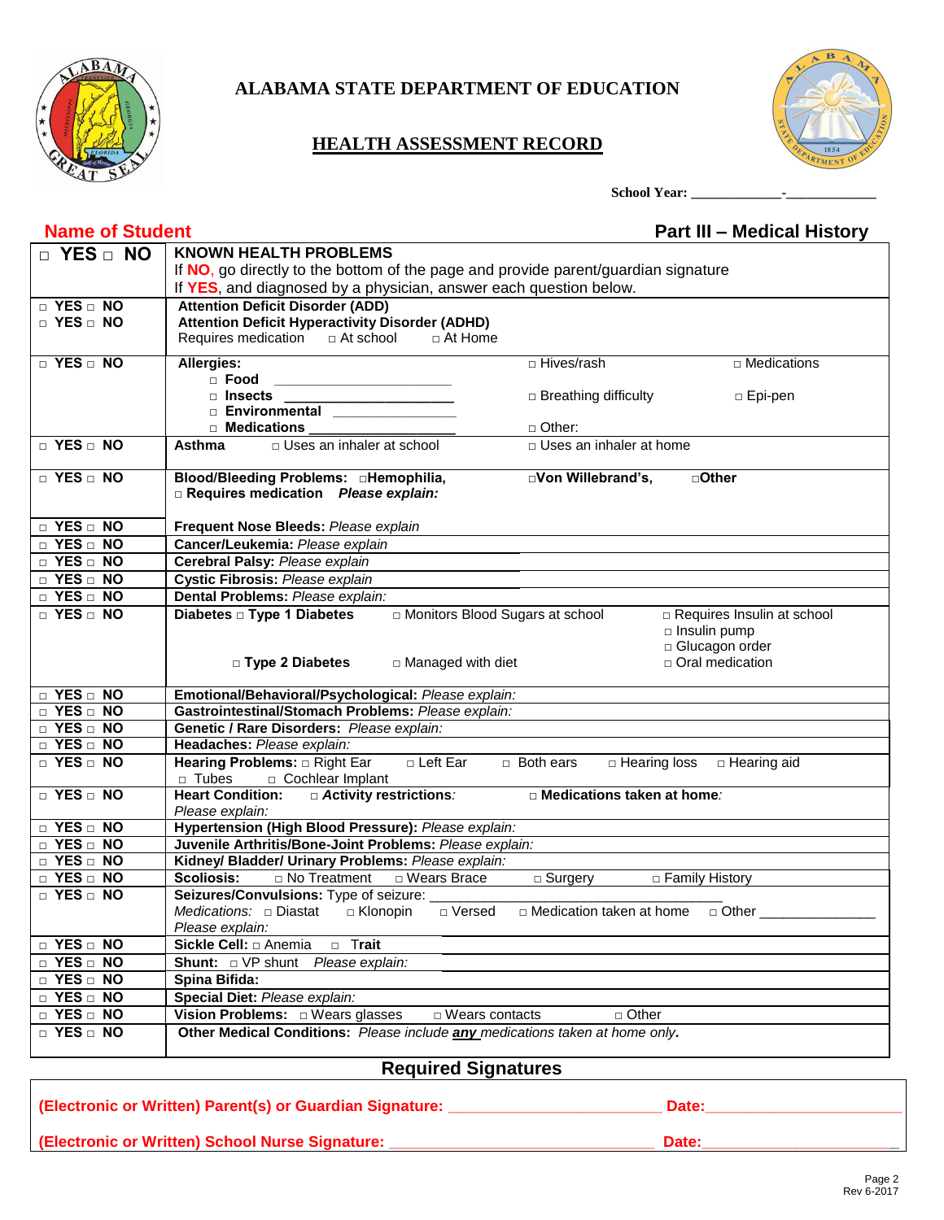# ALABAMA STATE DEPARTMENT OF EDUCATION

## HEALTH ASSESSMENT RECORD

**School Year: _____________-_____________**

**Name of Student** **Part III – Medical History**

| | |
|---|---|
| □ **YES** □ **NO** | **KNOWN HEALTH PROBLEMS**<br>If **NO**, go directly to the bottom of the page and provide parent/guardian signature<br>If **YES**, and diagnosed by a physician, answer each question below. |
| □ **YES** □ **NO**<br>□ **YES** □ **NO** | **Attention Deficit Disorder (ADD)**<br>**Attention Deficit Hyperactivity Disorder (ADHD)**<br>Requires medication □ At school □ At Home |
| □ **YES** □ **NO** | **Allergies:** □ Hives/rash □ Medications<br>□ **Food** ______________________<br>□ **Insects** ______________________ □ Breathing difficulty □ Epi-pen<br>□ **Environmental** ________________<br>□ **Medications** __________________ □ Other: |
| □ **YES** □ **NO** | **Asthma** □ Uses an inhaler at school □ Uses an inhaler at home |
| □ **YES** □ **NO** | **Blood/Bleeding Problems:** □**Hemophilia,** □**Von Willebrand's,** □**Other**<br>□ **Requires medication** ***Please explain:*** |
| □ **YES** □ **NO** | **Frequent Nose Bleeds:** *Please explain* |
| □ **YES** □ **NO** | **Cancer/Leukemia:** *Please explain* |
| □ **YES** □ **NO** | **Cerebral Palsy:** *Please explain* |
| □ **YES** □ **NO** | **Cystic Fibrosis:** *Please explain* |
| □ **YES** □ **NO** | **Dental Problems:** *Please explain:* |
| □ **YES** □ **NO** | **Diabetes** □ **Type 1 Diabetes** □ Monitors Blood Sugars at school □ Requires Insulin at school □ Insulin pump □ Glucagon order<br>□ **Type 2 Diabetes** □ Managed with diet □ Oral medication |
| □ **YES** □ **NO** | **Emotional/Behavioral/Psychological:** *Please explain:* |
| □ **YES** □ **NO** | **Gastrointestinal/Stomach Problems:** *Please explain:* |
| □ **YES** □ **NO** | **Genetic / Rare Disorders:** *Please explain:* |
| □ **YES** □ **NO** | **Headaches:** *Please explain:* |
| □ **YES** □ **NO** | **Hearing Problems:** □ Right Ear □ Left Ear □ Both ears □ Hearing loss □ Hearing aid<br>□ Tubes □ Cochlear Implant |
| □ **YES** □ **NO** | **Heart Condition:** □ ***Activity restrictions:*** □ **Medications taken at home:**<br>*Please explain:* |
| □ **YES** □ **NO** | **Hypertension (High Blood Pressure):** *Please explain:* |
| □ **YES** □ **NO** | **Juvenile Arthritis/Bone-Joint Problems:** *Please explain:* |
| □ **YES** □ **NO** | **Kidney/ Bladder/ Urinary Problems:** *Please explain:* |
| □ **YES** □ **NO** | **Scoliosis:** □ No Treatment □ Wears Brace □ Surgery □ Family History |
| □ **YES** □ **NO** | **Seizures/Convulsions:** Type of seizure: ______________________________<br>*Medications:* □ Diastat □ Klonopin □ Versed □ Medication taken at home □ Other _______________<br>*Please explain:* |
| □ **YES** □ **NO** | **Sickle Cell:** □ Anemia □ **Trait** |
| □ **YES** □ **NO** | **Shunt:** □ VP shunt *Please explain:* |
| □ **YES** □ **NO** | **Spina Bifida:** |
| □ **YES** □ **NO** | **Special Diet:** *Please explain:* |
| □ **YES** □ **NO** | **Vision Problems:** □ Wears glasses □ Wears contacts □ Other |
| □ **YES** □ **NO** | **Other Medical Conditions:** *Please include* ***any*** *medications taken at home only.* |

## Required Signatures

**(Electronic or Written) Parent(s) or Guardian Signature:** __________________________ **Date:**_______________________

**(Electronic or Written) School Nurse Signature:** ________________________________ **Date:**_______________________

Rev 6-2017